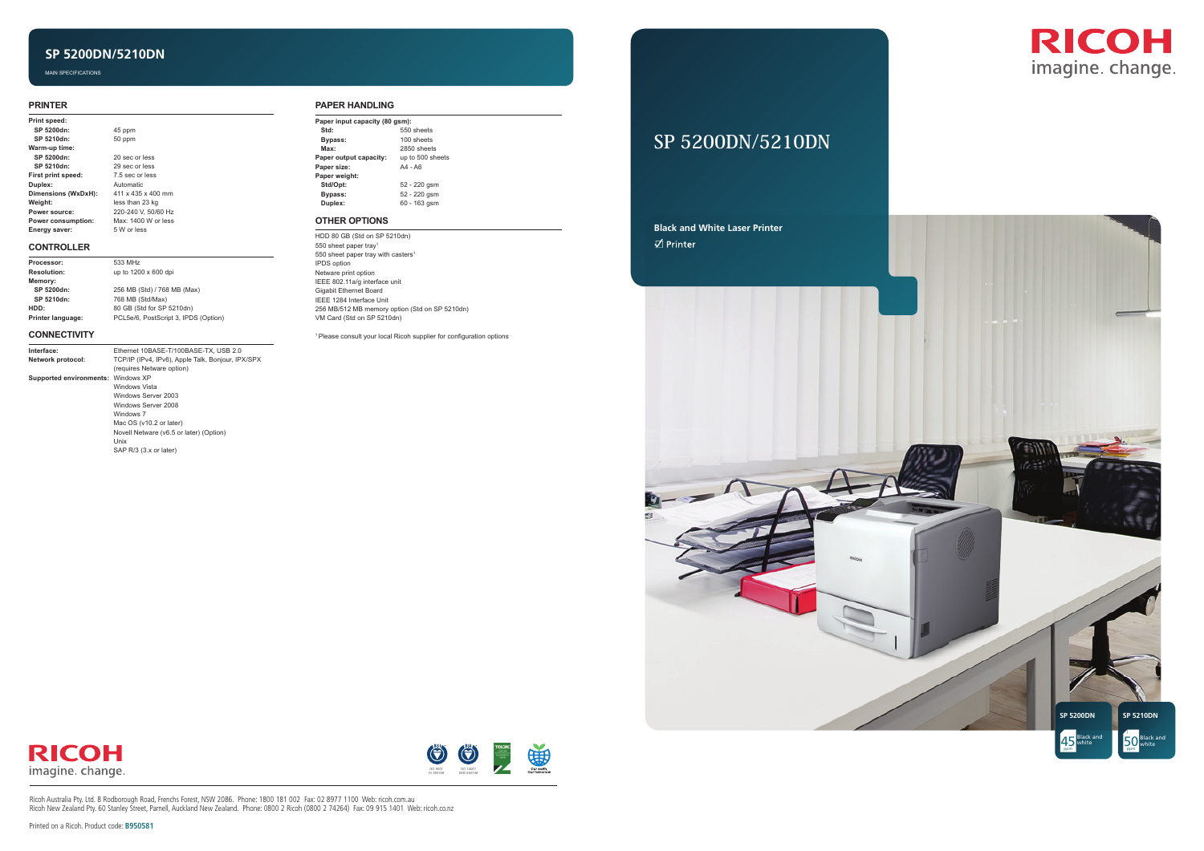# SP 5200DN/5210DN

MAIN SPECIFICATIONS

## PRINTER

| | |
|---|---|
| **Print speed:** | |
| **SP 5200dn:** | 45 ppm |
| **SP 5210dn:** | 50 ppm |
| **Warm-up time:** | |
| **SP 5200dn:** | 20 sec or less |
| **SP 5210dn:** | 29 sec or less |
| **First print speed:** | 7.5 sec or less |
| **Duplex:** | Automatic |
| **Dimensions (WxDxH):** | 411 x 435 x 400 mm |
| **Weight:** | less than 23 kg |
| **Power source:** | 220-240 V, 50/60 Hz |
| **Power consumption:** | Max: 1400 W or less |
| **Energy saver:** | 5 W or less |

## CONTROLLER

| | |
|---|---|
| **Processor:** | 533 MHz |
| **Resolution:** | up to 1200 x 600 dpi |
| **Memory:** | |
| **SP 5200dn:** | 256 MB (Std) / 768 MB (Max) |
| **SP 5210dn:** | 768 MB (Std/Max) |
| **HDD:** | 80 GB (Std for SP 5210dn) |
| **Printer language:** | PCL5e/6, PostScript 3, IPDS (Option) |

## CONNECTIVITY

| | |
|---|---|
| **Interface:** | Ethernet 10BASE-T/100BASE-TX, USB 2.0 |
| **Network protocol:** | TCP/IP (IPv4, IPv6), Apple Talk, Bonjour, IPX/SPX (requires Netware option) |
| **Supported environments:** | Windows XP<br>Windows Vista<br>Windows Server 2003<br>Windows Server 2008<br>Windows 7<br>Mac OS (v10.2 or later)<br>Novell Netware (v6.5 or later) (Option)<br>Unix<br>SAP R/3 (3.x or later) |

## PAPER HANDLING

| | |
|---|---|
| **Paper input capacity (80 gsm):** | |
| **Std:** | 550 sheets |
| **Bypass:** | 100 sheets |
| **Max:** | 2850 sheets |
| **Paper output capacity:** | up to 500 sheets |
| **Paper size:** | A4 - A6 |
| **Paper weight:** | |
| **Std/Opt:** | 52 - 220 gsm |
| **Bypass:** | 52 - 220 gsm |
| **Duplex:** | 60 - 163 gsm |

## OTHER OPTIONS

HDD 80 GB (Std on SP 5210dn)
550 sheet paper tray[1]
550 sheet paper tray with casters[1]
IPDS option
Netware print option
IEEE 802.11a/g interface unit
Gigabit Ethernet Board
IEEE 1284 Interface Unit
256 MB/512 MB memory option (Std on SP 5210dn)
VM Card (Std on SP 5210dn)

[1] Please consult your local Ricoh supplier for configuration options

RICOH
imagine. change.

Ricoh Australia Pty. Ltd. 8 Rodborough Road, Frenchs Forest, NSW 2086. Phone: 1800 181 002 Fax: 02 8977 1100 Web: ricoh.com.au
Ricoh New Zealand Pty. 60 Stanley Street, Parnell, Auckland New Zealand. Phone: 0800 2 Ricoh (0800 2 74264) Fax: 09 915 1401 Web: ricoh.co.nz

Printed on a Ricoh. Product code: **B950581**

RICOH
imagine. change.

# SP 5200DN/5210DN

**Black and White Laser Printer**

☑ Printer

**SP 5200DN** 45 ppm Black and white

**SP 5210DN** 50 ppm Black and white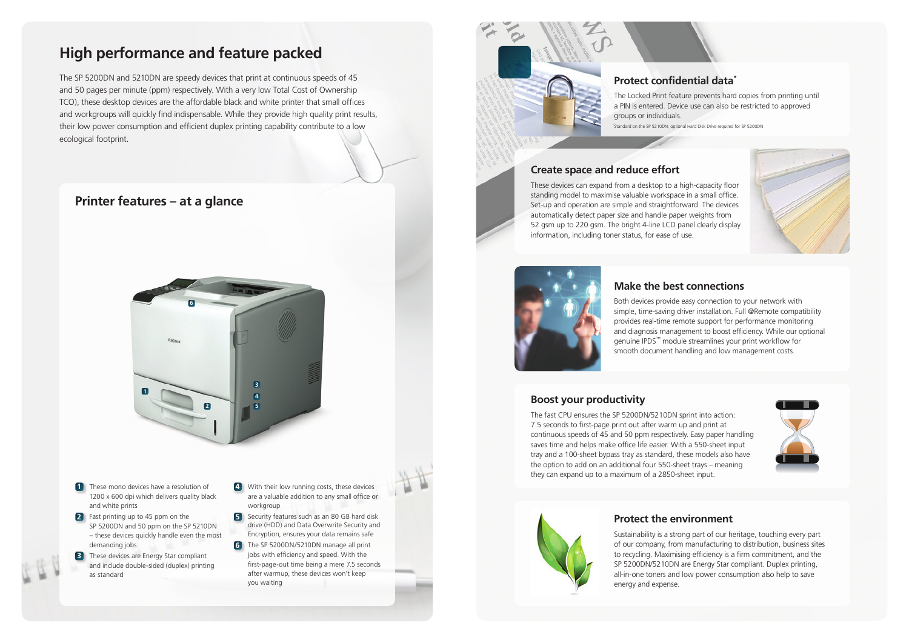# High performance and feature packed

The SP 5200DN and 5210DN are speedy devices that print at continuous speeds of 45 and 50 pages per minute (ppm) respectively. With a very low Total Cost of Ownership TCO), these desktop devices are the affordable black and white printer that small offices and workgroups will quickly find indispensable. While they provide high quality print results, their low power consumption and efficient duplex printing capability contribute to a low ecological footprint.

## Printer features – at a glance

1. These mono devices have a resolution of 1200 x 600 dpi which delivers quality black and white prints
2. Fast printing up to 45 ppm on the SP 5200DN and 50 ppm on the SP 5210DN – these devices quickly handle even the most demanding jobs
3. These devices are Energy Star compliant and include double-sided (duplex) printing as standard
4. With their low running costs, these devices are a valuable addition to any small office or workgroup
5. Security features such as an 80 GB hard disk drive (HDD) and Data Overwrite Security and Encryption, ensures your data remains safe
6. The SP 5200DN/5210DN manage all print jobs with efficiency and speed. With the first-page-out time being a mere 7.5 seconds after warmup, these devices won't keep you waiting

## Protect confidential data*

The Locked Print feature prevents hard copies from printing until a PIN is entered. Device use can also be restricted to approved groups or individuals.

*Standard on the SP 5210DN, optional Hard Disk Drive required for SP 5200DN

## Create space and reduce effort

These devices can expand from a desktop to a high-capacity floor standing model to maximise valuable workspace in a small office. Set-up and operation are simple and straightforward. The devices automatically detect paper size and handle paper weights from 52 gsm up to 220 gsm. The bright 4-line LCD panel clearly display information, including toner status, for ease of use.

## Make the best connections

Both devices provide easy connection to your network with simple, time-saving driver installation. Full @Remote compatibility provides real-time remote support for performance monitoring and diagnosis management to boost efficiency. While our optional genuine IPDS™ module streamlines your print workflow for smooth document handling and low management costs.

## Boost your productivity

The fast CPU ensures the SP 5200DN/5210DN sprint into action: 7.5 seconds to first-page print out after warm up and print at continuous speeds of 45 and 50 ppm respectively. Easy paper handling saves time and helps make office life easier. With a 550-sheet input tray and a 100-sheet bypass tray as standard, these models also have the option to add on an additional four 550-sheet trays – meaning they can expand up to a maximum of a 2850-sheet input.

## Protect the environment

Sustainability is a strong part of our heritage, touching every part of our company, from manufacturing to distribution, business sites to recycling. Maximising efficiency is a firm commitment, and the SP 5200DN/5210DN are Energy Star compliant. Duplex printing, all-in-one toners and low power consumption also help to save energy and expense.